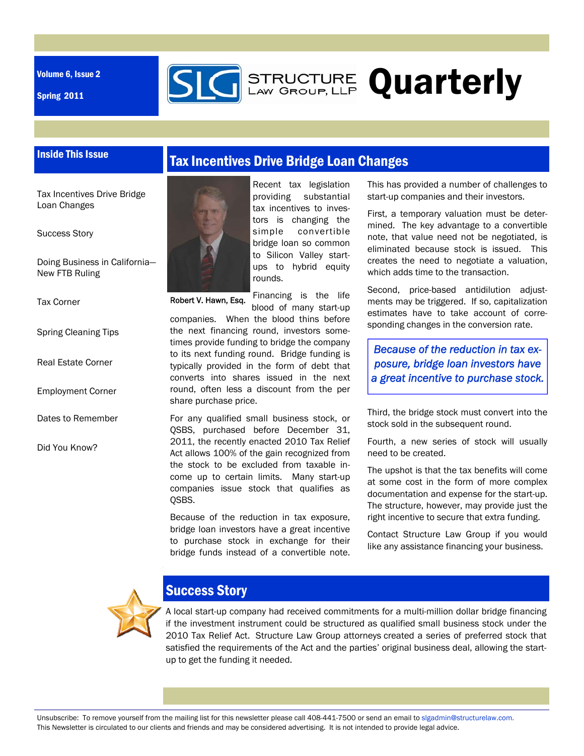Volume 6, Issue 2

Spring 2011

# STRUCTURE LAW GROUP, LLP Quarterly

## Inside This Issue

- Tax Incentives Drive Bridge Loan Changes
- Success Story
- Doing Business in California—New FTB Ruling
- Tax Corner
- Spring Cleaning Tips
- Real Estate Corner
- Employment Corner
- Dates to Remember
- Did You Know?

## Tax Incentives Drive Bridge Loan Changes

Robert V. Hawn, Esq.

Recent tax legislation providing substantial tax incentives to investors is changing the simple convertible bridge loan so common to Silicon Valley start-ups to hybrid equity rounds.

Financing is the life blood of many start-up companies. When the blood thins before the next financing round, investors sometimes provide funding to bridge the company to its next funding round. Bridge funding is typically provided in the form of debt that converts into shares issued in the next round, often less a discount from the per share purchase price.

For any qualified small business stock, or QSBS, purchased before December 31, 2011, the recently enacted 2010 Tax Relief Act allows 100% of the gain recognized from the stock to be excluded from taxable income up to certain limits. Many start-up companies issue stock that qualifies as QSBS.

Because of the reduction in tax exposure, bridge loan investors have a great incentive to purchase stock in exchange for their bridge funds instead of a convertible note. This has provided a number of challenges to start-up companies and their investors.

First, a temporary valuation must be determined. The key advantage to a convertible note, that value need not be negotiated, is eliminated because stock is issued. This creates the need to negotiate a valuation, which adds time to the transaction.

Second, price-based antidilution adjustments may be triggered. If so, capitalization estimates have to take account of corresponding changes in the conversion rate.

> *Because of the reduction in tax exposure, bridge loan investors have a great incentive to purchase stock.*

Third, the bridge stock must convert into the stock sold in the subsequent round.

Fourth, a new series of stock will usually need to be created.

The upshot is that the tax benefits will come at some cost in the form of more complex documentation and expense for the start-up. The structure, however, may provide just the right incentive to secure that extra funding.

Contact Structure Law Group if you would like any assistance financing your business.

## Success Story

A local start-up company had received commitments for a multi-million dollar bridge financing if the investment instrument could be structured as qualified small business stock under the 2010 Tax Relief Act. Structure Law Group attorneys created a series of preferred stock that satisfied the requirements of the Act and the parties' original business deal, allowing the start-up to get the funding it needed.

Unsubscribe: To remove yourself from the mailing list for this newsletter please call 408-441-7500 or send an email to slgadmin@structurelaw.com.
This Newsletter is circulated to our clients and friends and may be considered advertising. It is not intended to provide legal advice.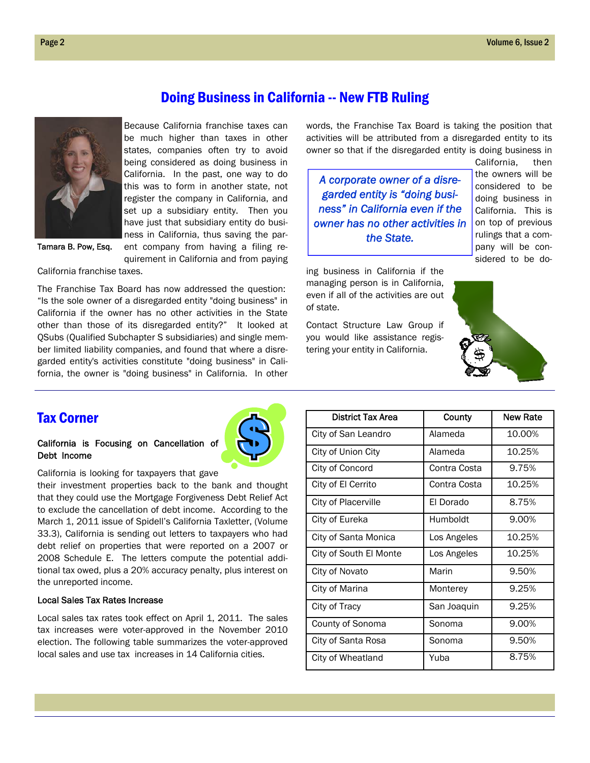## Doing Business in California -- New FTB Ruling

Tamara B. Pow, Esq.

Because California franchise taxes can be much higher than taxes in other states, companies often try to avoid being considered as doing business in California. In the past, one way to do this was to form in another state, not register the company in California, and set up a subsidiary entity. Then you have just that subsidiary entity do business in California, thus saving the parent company from having a filing requirement in California and from paying California franchise taxes.

The Franchise Tax Board has now addressed the question: "Is the sole owner of a disregarded entity "doing business" in California if the owner has no other activities in the State other than those of its disregarded entity?" It looked at QSubs (Qualified Subchapter S subsidiaries) and single member limited liability companies, and found that where a disregarded entity's activities constitute "doing business" in California, the owner is "doing business" in California. In other words, the Franchise Tax Board is taking the position that activities will be attributed from a disregarded entity to its owner so that if the disregarded entity is doing business in California, then the owners will be considered to be doing business in California. This is on top of previous rulings that a company will be considered to be doing business in California if the managing person is in California, even if all of the activities are out of state.

> *A corporate owner of a disregarded entity is "doing business" in California even if the owner has no other activities in the State.*

Contact Structure Law Group if you would like assistance registering your entity in California.

## Tax Corner

### California is Focusing on Cancellation of Debt Income

California is looking for taxpayers that gave their investment properties back to the bank and thought that they could use the Mortgage Forgiveness Debt Relief Act to exclude the cancellation of debt income. According to the March 1, 2011 issue of Spidell's California Taxletter, (Volume 33.3), California is sending out letters to taxpayers who had debt relief on properties that were reported on a 2007 or 2008 Schedule E. The letters compute the potential additional tax owed, plus a 20% accuracy penalty, plus interest on the unreported income.

### Local Sales Tax Rates Increase

Local sales tax rates took effect on April 1, 2011. The sales tax increases were voter-approved in the November 2010 election. The following table summarizes the voter-approved local sales and use tax increases in 14 California cities.

| District Tax Area | County | New Rate |
|---|---|---|
| City of San Leandro | Alameda | 10.00% |
| City of Union City | Alameda | 10.25% |
| City of Concord | Contra Costa | 9.75% |
| City of El Cerrito | Contra Costa | 10.25% |
| City of Placerville | El Dorado | 8.75% |
| City of Eureka | Humboldt | 9.00% |
| City of Santa Monica | Los Angeles | 10.25% |
| City of South El Monte | Los Angeles | 10.25% |
| City of Novato | Marin | 9.50% |
| City of Marina | Monterey | 9.25% |
| City of Tracy | San Joaquin | 9.25% |
| County of Sonoma | Sonoma | 9.00% |
| City of Santa Rosa | Sonoma | 9.50% |
| City of Wheatland | Yuba | 8.75% |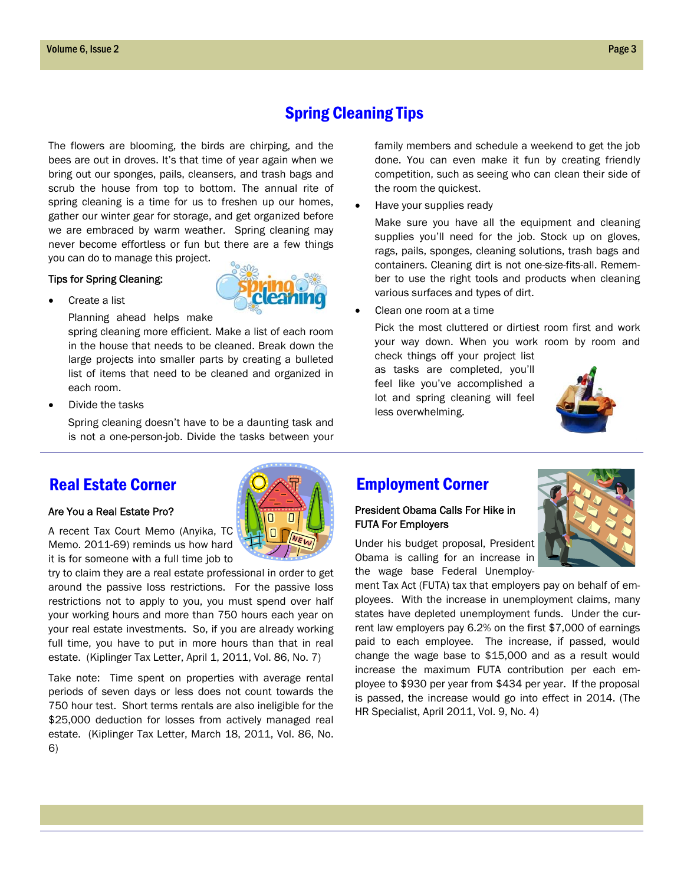# Spring Cleaning Tips

The flowers are blooming, the birds are chirping, and the bees are out in droves. It's that time of year again when we bring out our sponges, pails, cleansers, and trash bags and scrub the house from top to bottom. The annual rite of spring cleaning is a time for us to freshen up our homes, gather our winter gear for storage, and get organized before we are embraced by warm weather. Spring cleaning may never become effortless or fun but there are a few things you can do to manage this project.

Tips for Spring Cleaning:

- Create a list

  Planning ahead helps make spring cleaning more efficient. Make a list of each room in the house that needs to be cleaned. Break down the large projects into smaller parts by creating a bulleted list of items that need to be cleaned and organized in each room.

- Divide the tasks

  Spring cleaning doesn't have to be a daunting task and is not a one-person-job. Divide the tasks between your family members and schedule a weekend to get the job done. You can even make it fun by creating friendly competition, such as seeing who can clean their side of the room the quickest.

- Have your supplies ready

  Make sure you have all the equipment and cleaning supplies you'll need for the job. Stock up on gloves, rags, pails, sponges, cleaning solutions, trash bags and containers. Cleaning dirt is not one-size-fits-all. Remember to use the right tools and products when cleaning various surfaces and types of dirt.

- Clean one room at a time

  Pick the most cluttered or dirtiest room first and work your way down. When you work room by room and check things off your project list as tasks are completed, you'll feel like you've accomplished a lot and spring cleaning will feel less overwhelming.

## Real Estate Corner

**Are You a Real Estate Pro?**

A recent Tax Court Memo (Anyika, TC Memo. 2011-69) reminds us how hard it is for someone with a full time job to try to claim they are a real estate professional in order to get around the passive loss restrictions. For the passive loss restrictions not to apply to you, you must spend over half your working hours and more than 750 hours each year on your real estate investments. So, if you are already working full time, you have to put in more hours than that in real estate. (Kiplinger Tax Letter, April 1, 2011, Vol. 86, No. 7)

Take note: Time spent on properties with average rental periods of seven days or less does not count towards the 750 hour test. Short terms rentals are also ineligible for the $25,000 deduction for losses from actively managed real estate. (Kiplinger Tax Letter, March 18, 2011, Vol. 86, No. 6)

## Employment Corner

**President Obama Calls For Hike in FUTA For Employers**

Under his budget proposal, President Obama is calling for an increase in the wage base Federal Unemployment Tax Act (FUTA) tax that employers pay on behalf of employees. With the increase in unemployment claims, many states have depleted unemployment funds. Under the current law employers pay 6.2% on the first $7,000 of earnings paid to each employee. The increase, if passed, would change the wage base to $15,000 and as a result would increase the maximum FUTA contribution per each employee to $930 per year from $434 per year. If the proposal is passed, the increase would go into effect in 2014. (The HR Specialist, April 2011, Vol. 9, No. 4)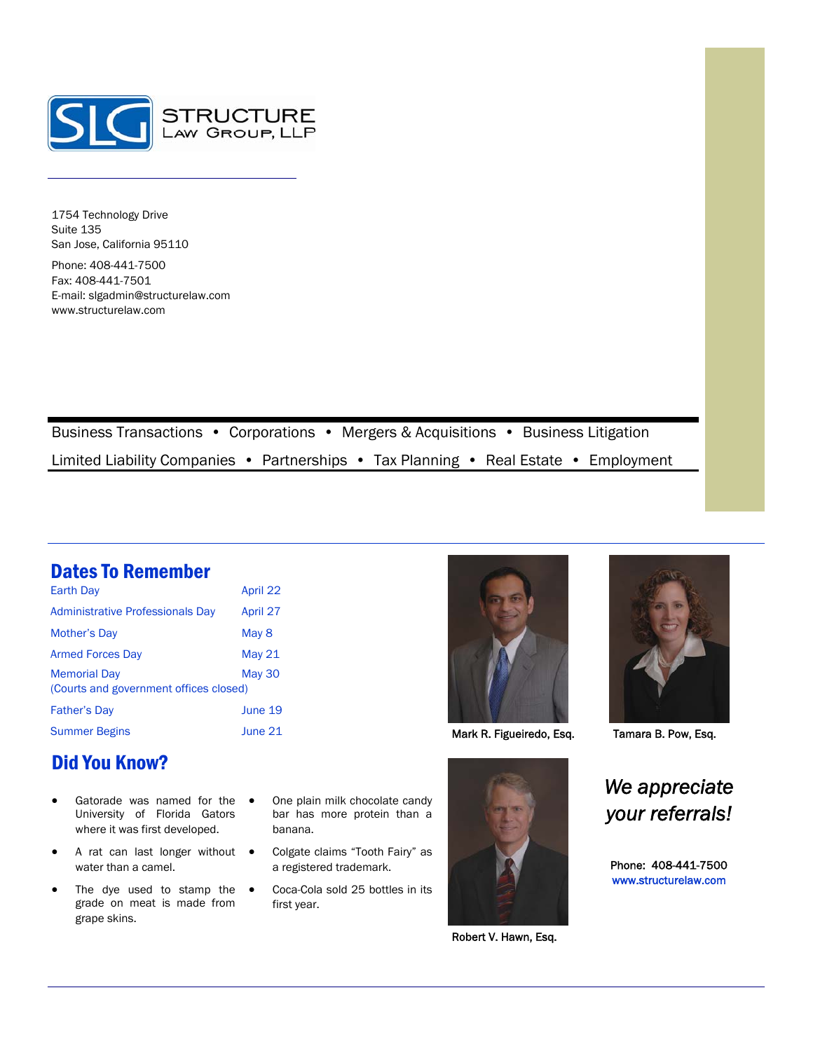**STRUCTURE LAW GROUP, LLP**

1754 Technology Drive
Suite 135
San Jose, California 95110

Phone: 408-441-7500
Fax: 408-441-7501
E-mail: slgadmin@structurelaw.com
www.structurelaw.com

Business Transactions • Corporations • Mergers & Acquisitions • Business Litigation

Limited Liability Companies • Partnerships • Tax Planning • Real Estate • Employment

## Dates To Remember

| | |
|---|---|
| Earth Day | April 22 |
| Administrative Professionals Day | April 27 |
| Mother's Day | May 8 |
| Armed Forces Day | May 21 |
| Memorial Day (Courts and government offices closed) | May 30 |
| Father's Day | June 19 |
| Summer Begins | June 21 |

## Did You Know?

- Gatorade was named for the University of Florida Gators where it was first developed.
- A rat can last longer without water than a camel.
- The dye used to stamp the grade on meat is made from grape skins.
- One plain milk chocolate candy bar has more protein than a banana.
- Colgate claims "Tooth Fairy" as a registered trademark.
- Coca-Cola sold 25 bottles in its first year.

Mark R. Figueiredo, Esq.

Tamara B. Pow, Esq.

Robert V. Hawn, Esq.

*We appreciate your referrals!*

Phone: 408-441-7500
www.structurelaw.com